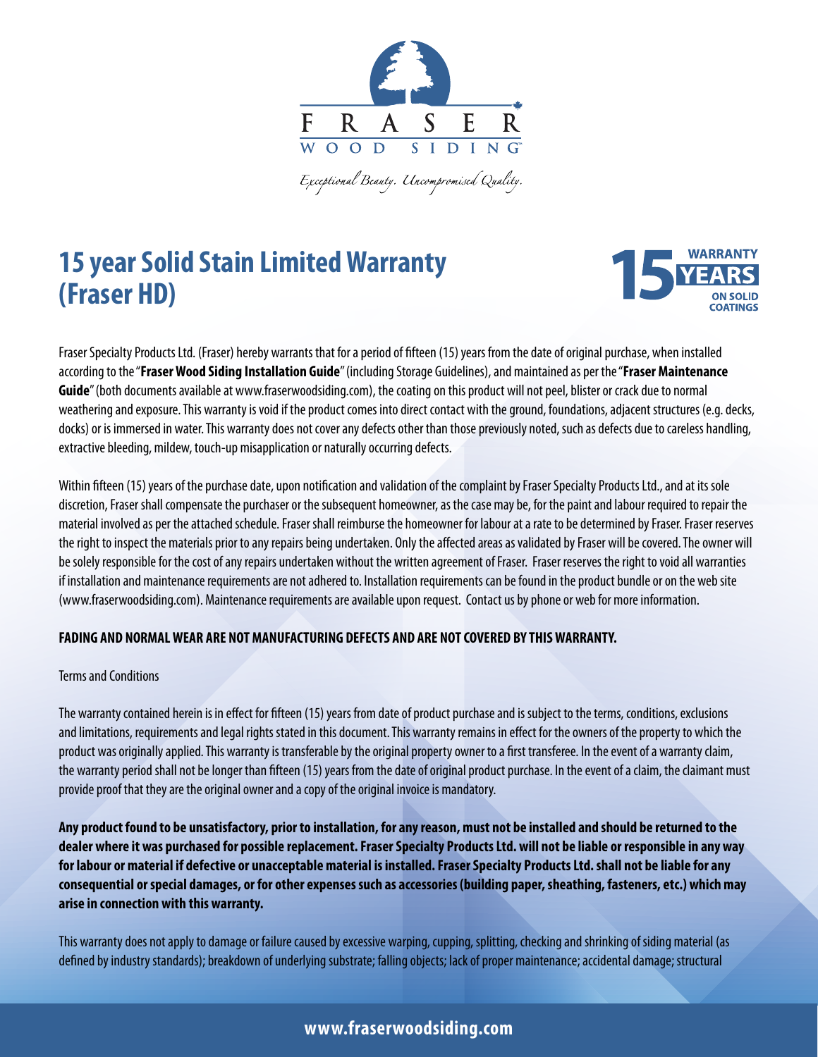FRASER
WOOD SIDING

*Exceptional Beauty. Uncompromised Quality.*

# 15 year Solid Stain Limited Warranty (Fraser HD)

15 WARRANTY YEARS ON SOLID COATINGS

Fraser Specialty Products Ltd. (Fraser) hereby warrants that for a period of fifteen (15) years from the date of original purchase, when installed according to the "**Fraser Wood Siding Installation Guide**" (including Storage Guidelines), and maintained as per the "**Fraser Maintenance Guide**" (both documents available at www.fraserwoodsiding.com), the coating on this product will not peel, blister or crack due to normal weathering and exposure. This warranty is void if the product comes into direct contact with the ground, foundations, adjacent structures (e.g. decks, docks) or is immersed in water. This warranty does not cover any defects other than those previously noted, such as defects due to careless handling, extractive bleeding, mildew, touch-up misapplication or naturally occurring defects.

Within fifteen (15) years of the purchase date, upon notification and validation of the complaint by Fraser Specialty Products Ltd., and at its sole discretion, Fraser shall compensate the purchaser or the subsequent homeowner, as the case may be, for the paint and labour required to repair the material involved as per the attached schedule. Fraser shall reimburse the homeowner for labour at a rate to be determined by Fraser. Fraser reserves the right to inspect the materials prior to any repairs being undertaken. Only the affected areas as validated by Fraser will be covered. The owner will be solely responsible for the cost of any repairs undertaken without the written agreement of Fraser. Fraser reserves the right to void all warranties if installation and maintenance requirements are not adhered to. Installation requirements can be found in the product bundle or on the web site (www.fraserwoodsiding.com). Maintenance requirements are available upon request. Contact us by phone or web for more information.

**FADING AND NORMAL WEAR ARE NOT MANUFACTURING DEFECTS AND ARE NOT COVERED BY THIS WARRANTY.**

Terms and Conditions

The warranty contained herein is in effect for fifteen (15) years from date of product purchase and is subject to the terms, conditions, exclusions and limitations, requirements and legal rights stated in this document. This warranty remains in effect for the owners of the property to which the product was originally applied. This warranty is transferable by the original property owner to a first transferee. In the event of a warranty claim, the warranty period shall not be longer than fifteen (15) years from the date of original product purchase. In the event of a claim, the claimant must provide proof that they are the original owner and a copy of the original invoice is mandatory.

**Any product found to be unsatisfactory, prior to installation, for any reason, must not be installed and should be returned to the dealer where it was purchased for possible replacement. Fraser Specialty Products Ltd. will not be liable or responsible in any way for labour or material if defective or unacceptable material is installed. Fraser Specialty Products Ltd. shall not be liable for any consequential or special damages, or for other expenses such as accessories (building paper, sheathing, fasteners, etc.) which may arise in connection with this warranty.**

This warranty does not apply to damage or failure caused by excessive warping, cupping, splitting, checking and shrinking of siding material (as defined by industry standards); breakdown of underlying substrate; falling objects; lack of proper maintenance; accidental damage; structural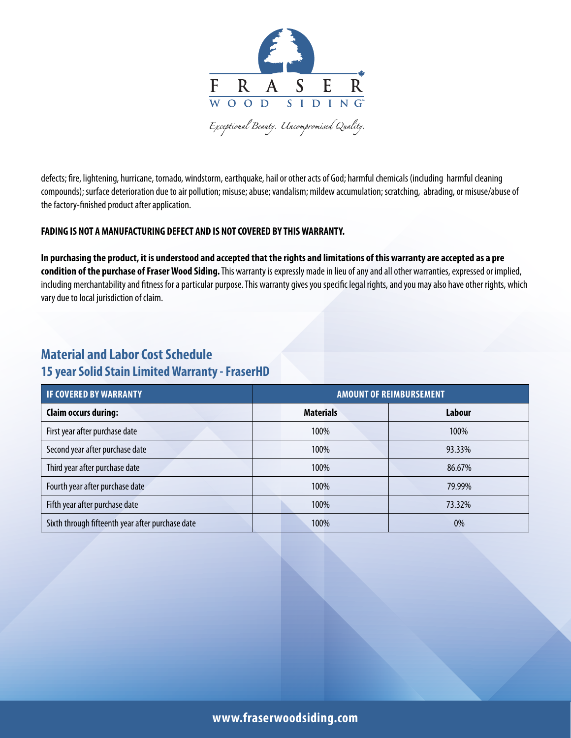defects; fire, lightening, hurricane, tornado, windstorm, earthquake, hail or other acts of God; harmful chemicals (including harmful cleaning compounds); surface deterioration due to air pollution; misuse; abuse; vandalism; mildew accumulation; scratching, abrading, or misuse/abuse of the factory-finished product after application.

**FADING IS NOT A MANUFACTURING DEFECT AND IS NOT COVERED BY THIS WARRANTY.**

**In purchasing the product, it is understood and accepted that the rights and limitations of this warranty are accepted as a pre condition of the purchase of Fraser Wood Siding.** This warranty is expressly made in lieu of any and all other warranties, expressed or implied, including merchantability and fitness for a particular purpose. This warranty gives you specific legal rights, and you may also have other rights, which vary due to local jurisdiction of claim.

## Material and Labor Cost Schedule
### 15 year Solid Stain Limited Warranty - FraserHD

| IF COVERED BY WARRANTY | AMOUNT OF REIMBURSEMENT | |
|---|---|---|
| **Claim occurs during:** | **Materials** | **Labour** |
| First year after purchase date | 100% | 100% |
| Second year after purchase date | 100% | 93.33% |
| Third year after purchase date | 100% | 86.67% |
| Fourth year after purchase date | 100% | 79.99% |
| Fifth year after purchase date | 100% | 73.32% |
| Sixth through fifteenth year after purchase date | 100% | 0% |

www.fraserwoodsiding.com